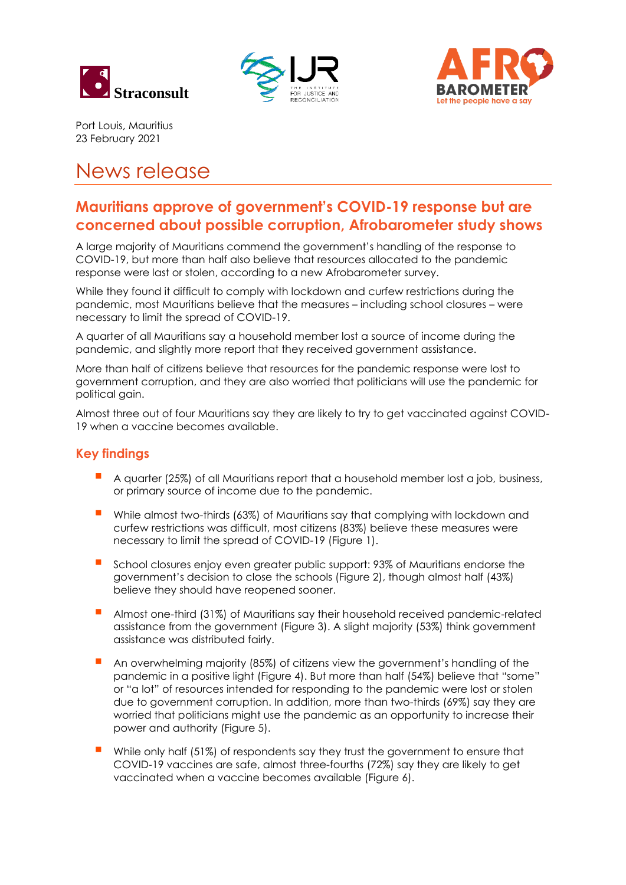Straconsult

THE INSTITUTE FOR JUSTICE AND RECONCILIATION

AFROBAROMETER
Let the people have a say

Port Louis, Mauritius
23 February 2021

# News release

## Mauritians approve of government's COVID-19 response but are concerned about possible corruption, Afrobarometer study shows

A large majority of Mauritians commend the government's handling of the response to COVID-19, but more than half also believe that resources allocated to the pandemic response were last or stolen, according to a new Afrobarometer survey.

While they found it difficult to comply with lockdown and curfew restrictions during the pandemic, most Mauritians believe that the measures – including school closures – were necessary to limit the spread of COVID-19.

A quarter of all Mauritians say a household member lost a source of income during the pandemic, and slightly more report that they received government assistance.

More than half of citizens believe that resources for the pandemic response were lost to government corruption, and they are also worried that politicians will use the pandemic for political gain.

Almost three out of four Mauritians say they are likely to try to get vaccinated against COVID-19 when a vaccine becomes available.

### Key findings

- A quarter (25%) of all Mauritians report that a household member lost a job, business, or primary source of income due to the pandemic.
- While almost two-thirds (63%) of Mauritians say that complying with lockdown and curfew restrictions was difficult, most citizens (83%) believe these measures were necessary to limit the spread of COVID-19 (Figure 1).
- School closures enjoy even greater public support: 93% of Mauritians endorse the government's decision to close the schools (Figure 2), though almost half (43%) believe they should have reopened sooner.
- Almost one-third (31%) of Mauritians say their household received pandemic-related assistance from the government (Figure 3). A slight majority (53%) think government assistance was distributed fairly.
- An overwhelming majority (85%) of citizens view the government's handling of the pandemic in a positive light (Figure 4). But more than half (54%) believe that "some" or "a lot" of resources intended for responding to the pandemic were lost or stolen due to government corruption. In addition, more than two-thirds (69%) say they are worried that politicians might use the pandemic as an opportunity to increase their power and authority (Figure 5).
- While only half (51%) of respondents say they trust the government to ensure that COVID-19 vaccines are safe, almost three-fourths (72%) say they are likely to get vaccinated when a vaccine becomes available (Figure 6).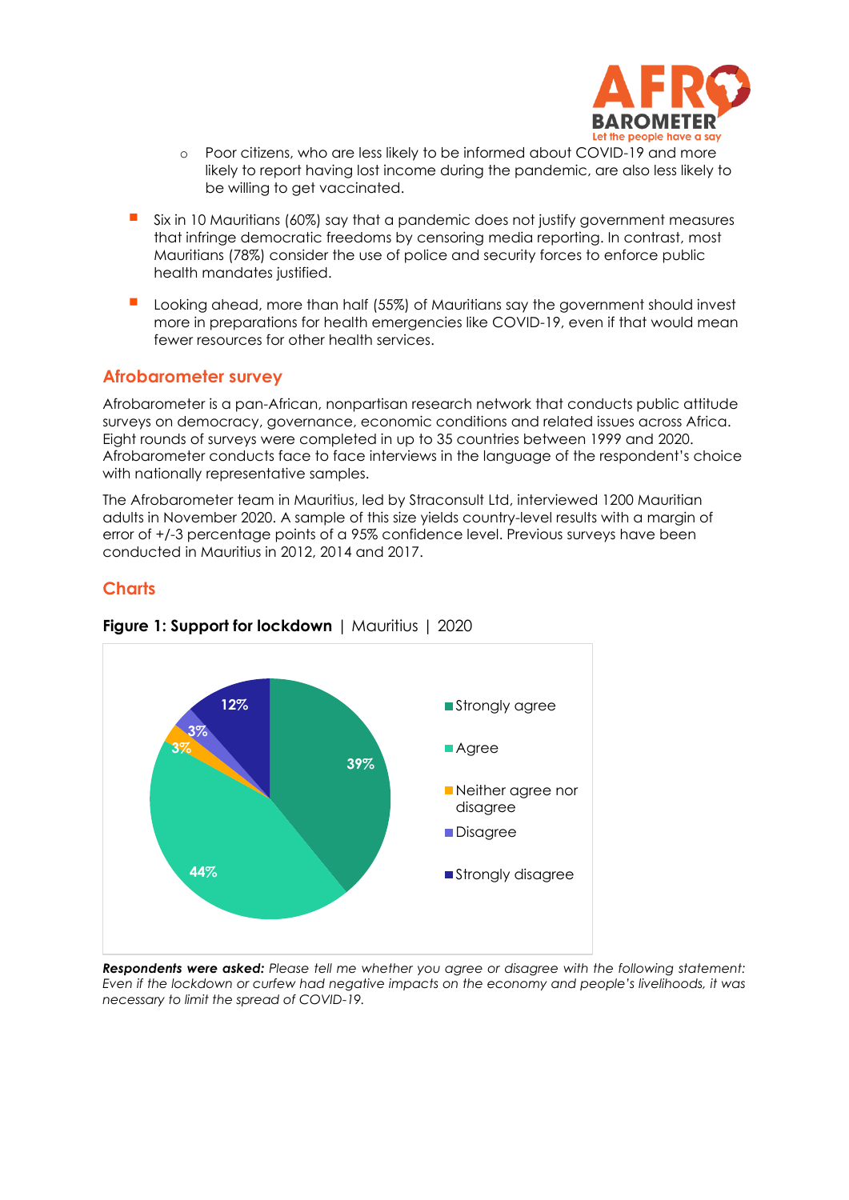- Poor citizens, who are less likely to be informed about COVID-19 and more likely to report having lost income during the pandemic, are also less likely to be willing to get vaccinated.

- Six in 10 Mauritians (60%) say that a pandemic does not justify government measures that infringe democratic freedoms by censoring media reporting. In contrast, most Mauritians (78%) consider the use of police and security forces to enforce public health mandates justified.

- Looking ahead, more than half (55%) of Mauritians say the government should invest more in preparations for health emergencies like COVID-19, even if that would mean fewer resources for other health services.

## Afrobarometer survey

Afrobarometer is a pan-African, nonpartisan research network that conducts public attitude surveys on democracy, governance, economic conditions and related issues across Africa. Eight rounds of surveys were completed in up to 35 countries between 1999 and 2020. Afrobarometer conducts face to face interviews in the language of the respondent's choice with nationally representative samples.

The Afrobarometer team in Mauritius, led by Straconsult Ltd, interviewed 1200 Mauritian adults in November 2020. A sample of this size yields country-level results with a margin of error of +/-3 percentage points of a 95% confidence level. Previous surveys have been conducted in Mauritius in 2012, 2014 and 2017.

## Charts

**Figure 1: Support for lockdown** | Mauritius | 2020

12%
3%
3%
39%
44%

Strongly agree
Agree
Neither agree nor disagree
Disagree
Strongly disagree

***Respondents were asked:*** *Please tell me whether you agree or disagree with the following statement: Even if the lockdown or curfew had negative impacts on the economy and people's livelihoods, it was necessary to limit the spread of COVID-19.*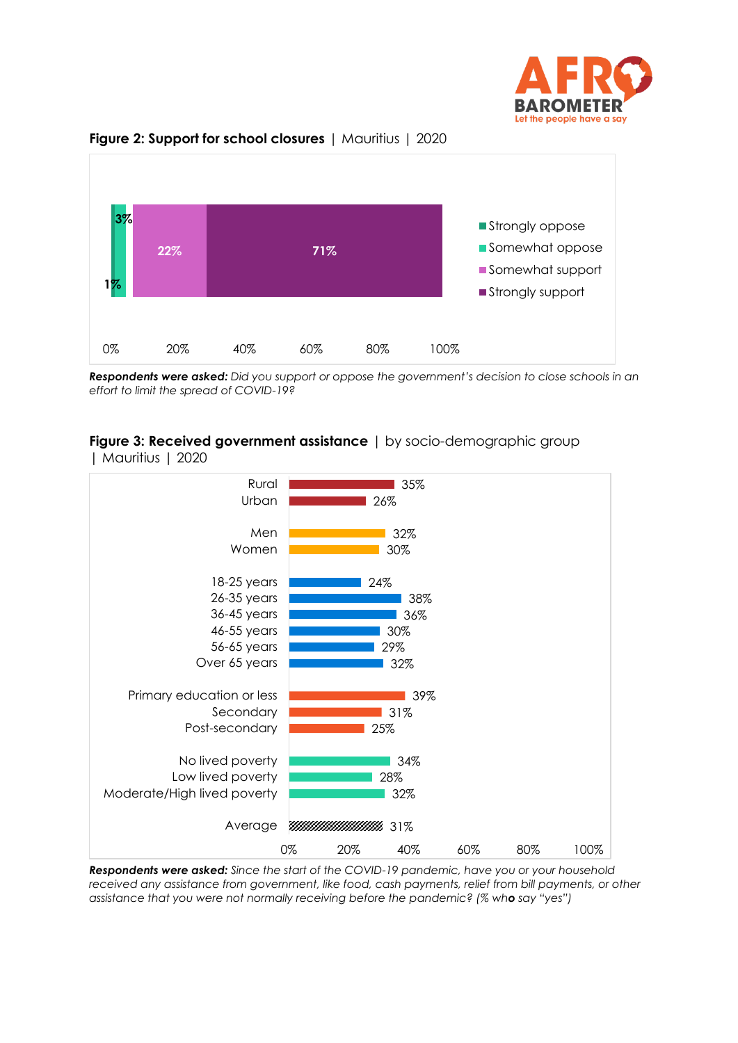**Figure 2: Support for school closures** | Mauritius | 2020

1%
3%
22%
71%

0%
20%
40%
60%
80%
100%

Strongly oppose
Somewhat oppose
Somewhat support
Strongly support

***Respondents were asked:*** *Did you support or oppose the government's decision to close schools in an effort to limit the spread of COVID-19?*

**Figure 3: Received government assistance** | by socio-demographic group | Mauritius | 2020

Rural 35%
Urban 26%

Men 32%
Women 30%

18-25 years 24%
26-35 years 38%
36-45 years 36%
46-55 years 30%
56-65 years 29%
Over 65 years 32%

Primary education or less 39%
Secondary 31%
Post-secondary 25%

No lived poverty 34%
Low lived poverty 28%
Moderate/High lived poverty 32%

Average 31%

0%
20%
40%
60%
80%
100%

***Respondents were asked:*** *Since the start of the COVID-19 pandemic, have you or your household received any assistance from government, like food, cash payments, relief from bill payments, or other assistance that you were not normally receiving before the pandemic? (% who say "yes")*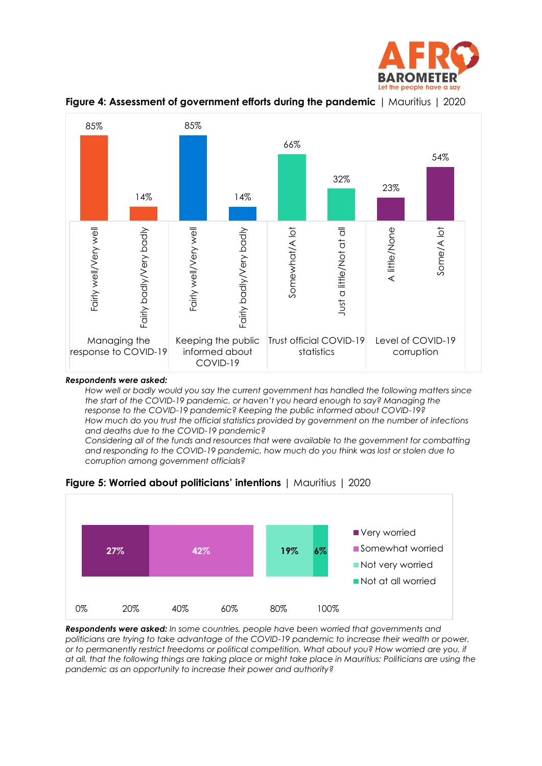**Figure 4: Assessment of government efforts during the pandemic** | Mauritius | 2020

85%
14%
85%
14%
66%
32%
23%
54%

Fairly well/Very well
Fairly badly/Very badly
Fairly well/Very well
Fairly badly/Very badly
Somewhat/A lot
Just a little/Not at all
A little/None
Some/A lot

Managing the response to COVID-19
Keeping the public informed about COVID-19
Trust official COVID-19 statistics
Level of COVID-19 corruption

***Respondents were asked:***

*How well or badly would you say the current government has handled the following matters since the start of the COVID-19 pandemic, or haven't you heard enough to say? Managing the response to the COVID-19 pandemic? Keeping the public informed about COVID-19?*

*How much do you trust the official statistics provided by government on the number of infections and deaths due to the COVID-19 pandemic?*

*Considering all of the funds and resources that were available to the government for combatting and responding to the COVID-19 pandemic, how much do you think was lost or stolen due to corruption among government officials?*

**Figure 5: Worried about politicians' intentions** | Mauritius | 2020

27%
42%
19%
6%

Very worried
Somewhat worried
Not very worried
Not at all worried

0%
20%
40%
60%
80%
100%

***Respondents were asked:*** *In some countries, people have been worried that governments and politicians are trying to take advantage of the COVID-19 pandemic to increase their wealth or power, or to permanently restrict freedoms or political competition. What about you? How worried are you, if at all, that the following things are taking place or might take place in Mauritius: Politicians are using the pandemic as an opportunity to increase their power and authority?*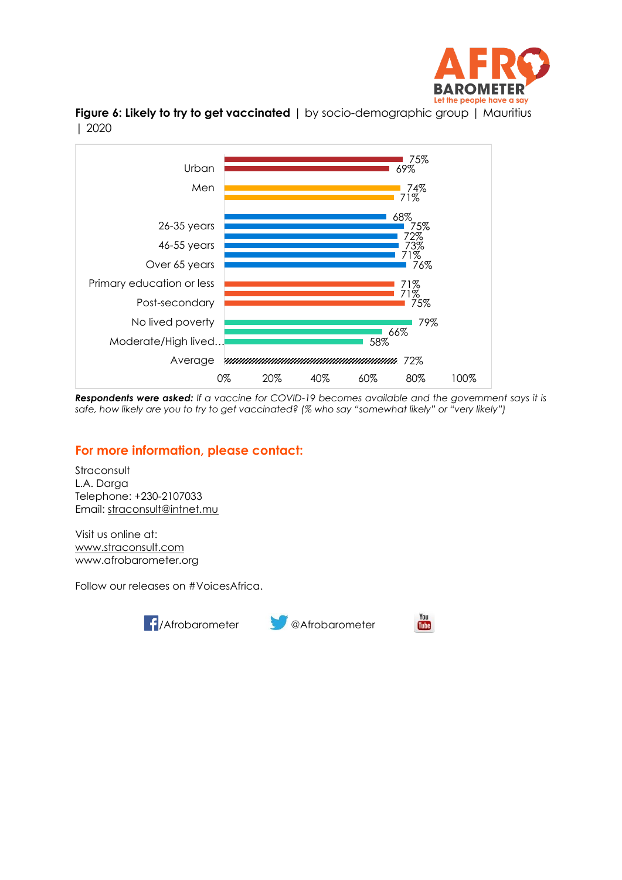**Figure 6: Likely to try to get vaccinated** | by socio-demographic group | Mauritius | 2020

Urban
Men
26-35 years
46-55 years
Over 65 years
Primary education or less
Post-secondary
No lived poverty
Moderate/High lived...
Average

75%
69%
74%
71%
68%
75%
72%
73%
71%
76%
71%
71%
75%
79%
66%
58%
72%

0% 20% 40% 60% 80% 100%

***Respondents were asked:*** *If a vaccine for COVID-19 becomes available and the government says it is safe, how likely are you to try to get vaccinated? (% who say "somewhat likely" or "very likely")*

## For more information, please contact:

Straconsult
L.A. Darga
Telephone: +230-2107033
Email: straconsult@intnet.mu

Visit us online at:
www.straconsult.com
www.afrobarometer.org

Follow our releases on #VoicesAfrica.

/Afrobarometer @Afrobarometer